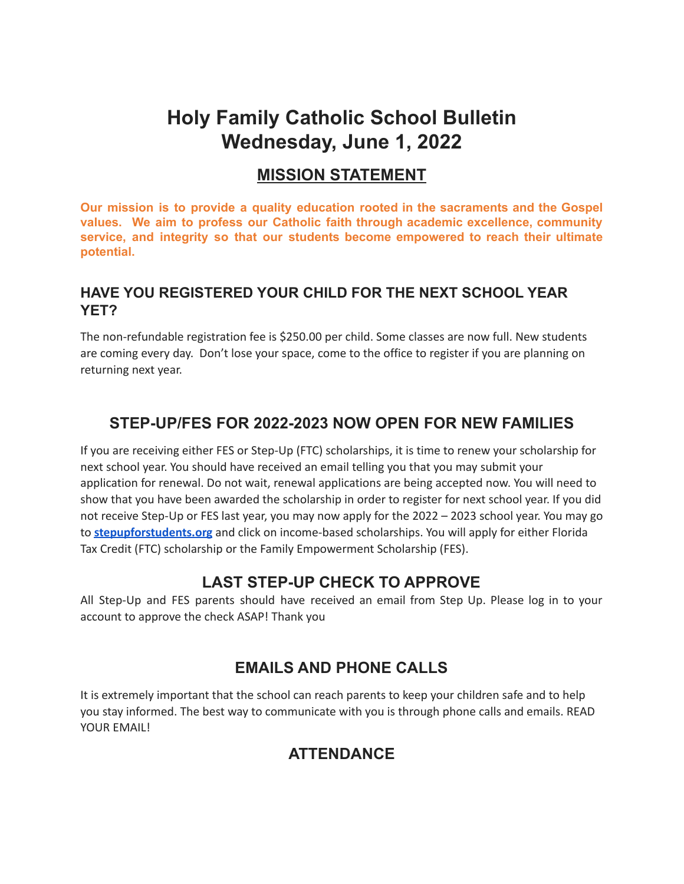# Holy Family Catholic School Bulletin
# Wednesday, June 1, 2022

## MISSION STATEMENT

**Our mission is to provide a quality education rooted in the sacraments and the Gospel values. We aim to profess our Catholic faith through academic excellence, community service, and integrity so that our students become empowered to reach their ultimate potential.**

### HAVE YOU REGISTERED YOUR CHILD FOR THE NEXT SCHOOL YEAR YET?

The non-refundable registration fee is $250.00 per child. Some classes are now full. New students are coming every day. Don't lose your space, come to the office to register if you are planning on returning next year.

## STEP-UP/FES FOR 2022-2023 NOW OPEN FOR NEW FAMILIES

If you are receiving either FES or Step-Up (FTC) scholarships, it is time to renew your scholarship for next school year. You should have received an email telling you that you may submit your application for renewal. Do not wait, renewal applications are being accepted now. You will need to show that you have been awarded the scholarship in order to register for next school year. If you did not receive Step-Up or FES last year, you may now apply for the 2022 – 2023 school year. You may go to **stepupforstudents.org** and click on income-based scholarships. You will apply for either Florida Tax Credit (FTC) scholarship or the Family Empowerment Scholarship (FES).

## LAST STEP-UP CHECK TO APPROVE

All Step-Up and FES parents should have received an email from Step Up. Please log in to your account to approve the check ASAP! Thank you

## EMAILS AND PHONE CALLS

It is extremely important that the school can reach parents to keep your children safe and to help you stay informed. The best way to communicate with you is through phone calls and emails. READ YOUR EMAIL!

## ATTENDANCE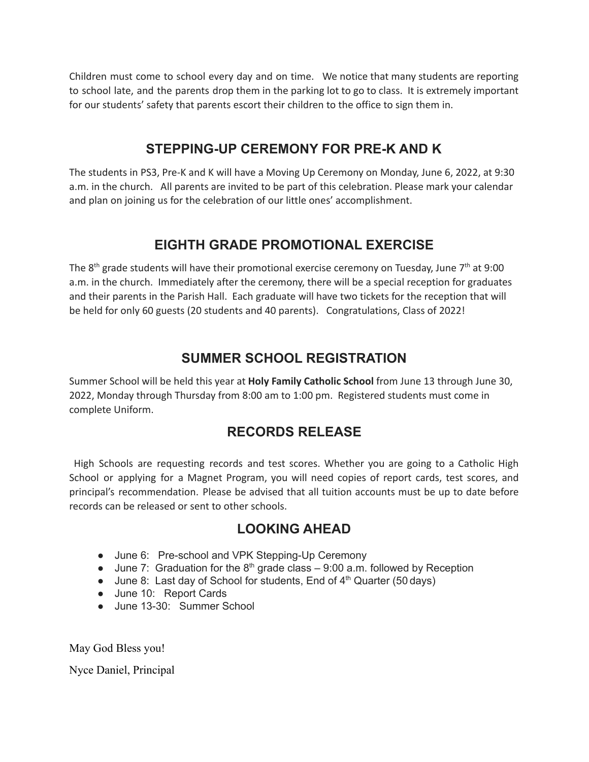Children must come to school every day and on time. We notice that many students are reporting to school late, and the parents drop them in the parking lot to go to class. It is extremely important for our students' safety that parents escort their children to the office to sign them in.

## STEPPING-UP CEREMONY FOR PRE-K AND K

The students in PS3, Pre-K and K will have a Moving Up Ceremony on Monday, June 6, 2022, at 9:30 a.m. in the church. All parents are invited to be part of this celebration. Please mark your calendar and plan on joining us for the celebration of our little ones' accomplishment.

## EIGHTH GRADE PROMOTIONAL EXERCISE

The 8th grade students will have their promotional exercise ceremony on Tuesday, June 7th at 9:00 a.m. in the church. Immediately after the ceremony, there will be a special reception for graduates and their parents in the Parish Hall. Each graduate will have two tickets for the reception that will be held for only 60 guests (20 students and 40 parents). Congratulations, Class of 2022!

## SUMMER SCHOOL REGISTRATION

Summer School will be held this year at **Holy Family Catholic School** from June 13 through June 30, 2022, Monday through Thursday from 8:00 am to 1:00 pm. Registered students must come in complete Uniform.

## RECORDS RELEASE

High Schools are requesting records and test scores. Whether you are going to a Catholic High School or applying for a Magnet Program, you will need copies of report cards, test scores, and principal's recommendation. Please be advised that all tuition accounts must be up to date before records can be released or sent to other schools.

## LOOKING AHEAD

- June 6: Pre-school and VPK Stepping-Up Ceremony
- June 7: Graduation for the 8th grade class – 9:00 a.m. followed by Reception
- June 8: Last day of School for students, End of 4th Quarter (50 days)
- June 10: Report Cards
- June 13-30: Summer School

May God Bless you!

Nyce Daniel, Principal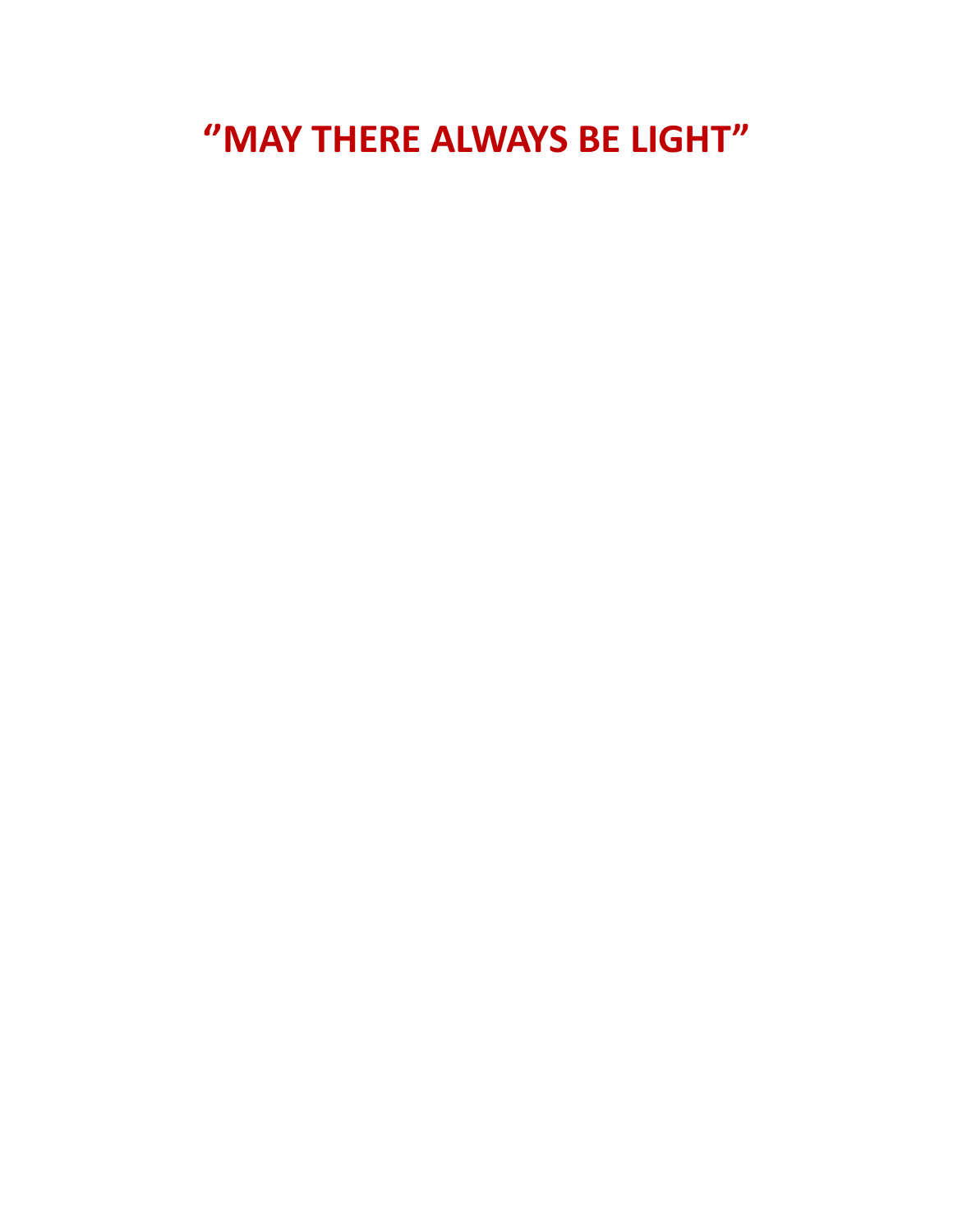# ''MAY THERE ALWAYS BE LIGHT”